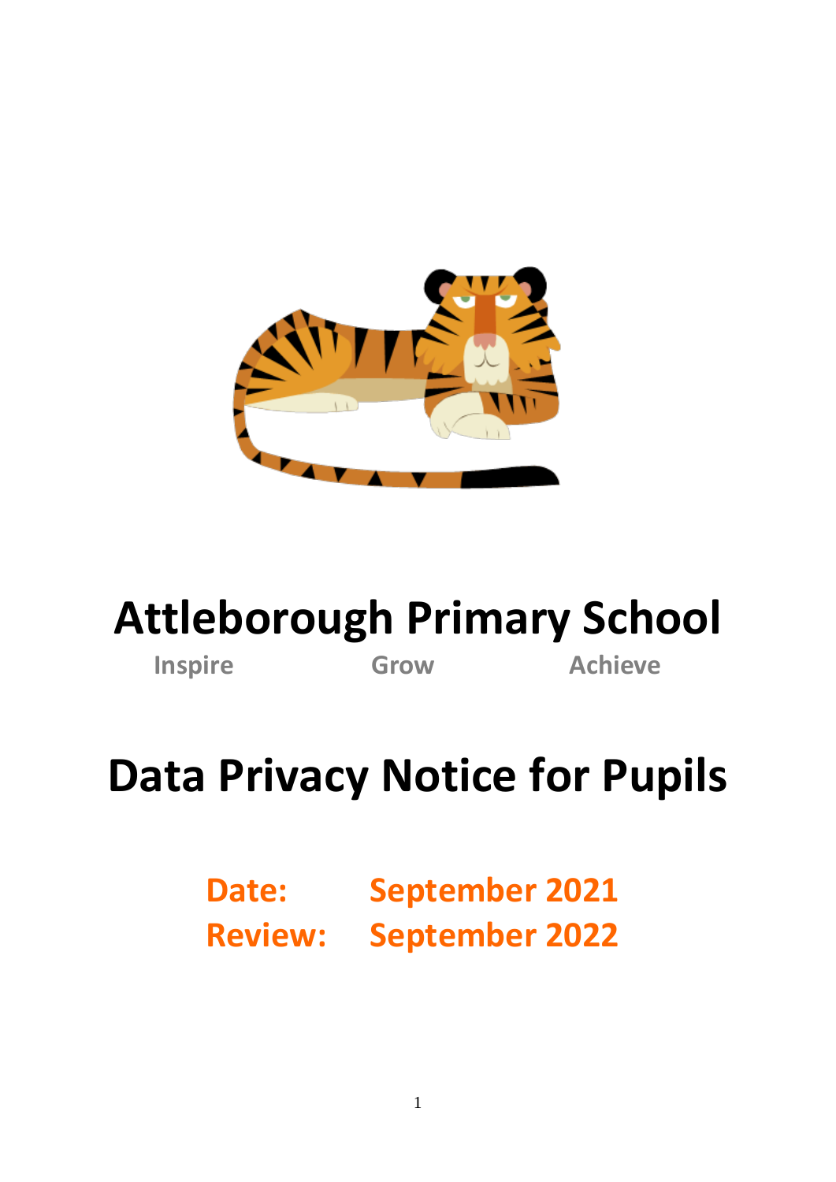# Attleborough Primary School

**Inspire Grow Achieve**

# Data Privacy Notice for Pupils

**Date: September 2021**
**Review: September 2022**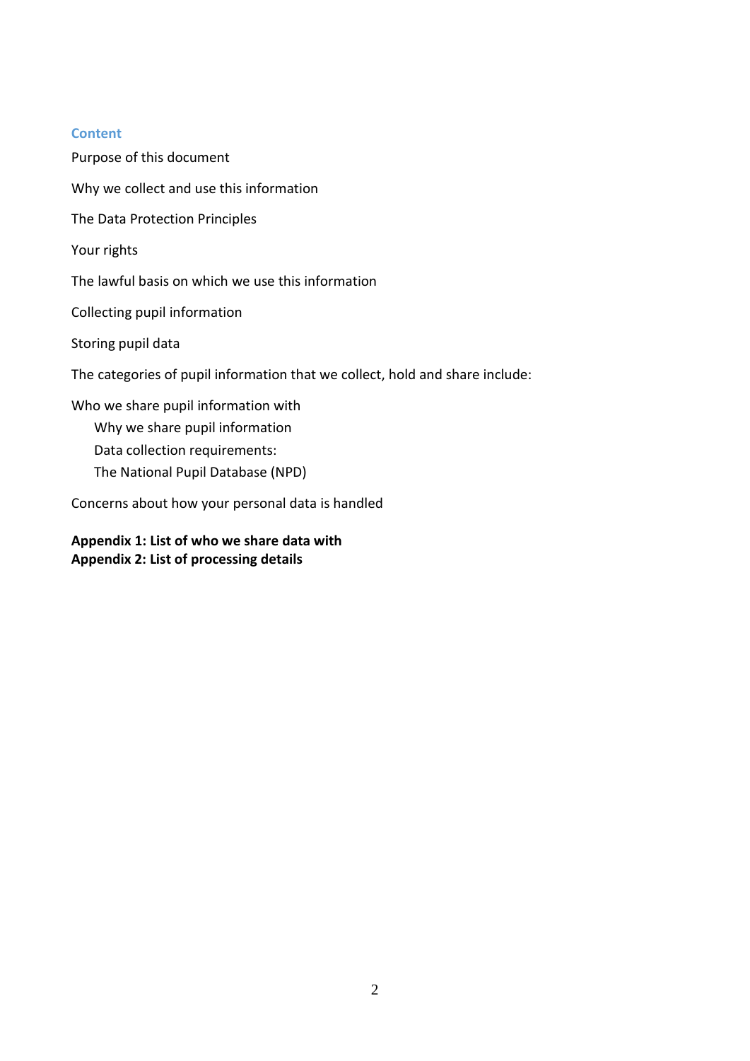## Content

Purpose of this document

Why we collect and use this information

The Data Protection Principles

Your rights

The lawful basis on which we use this information

Collecting pupil information

Storing pupil data

The categories of pupil information that we collect, hold and share include:

Who we share pupil information with

- Why we share pupil information
- Data collection requirements:
- The National Pupil Database (NPD)

Concerns about how your personal data is handled

**Appendix 1: List of who we share data with**
**Appendix 2: List of processing details**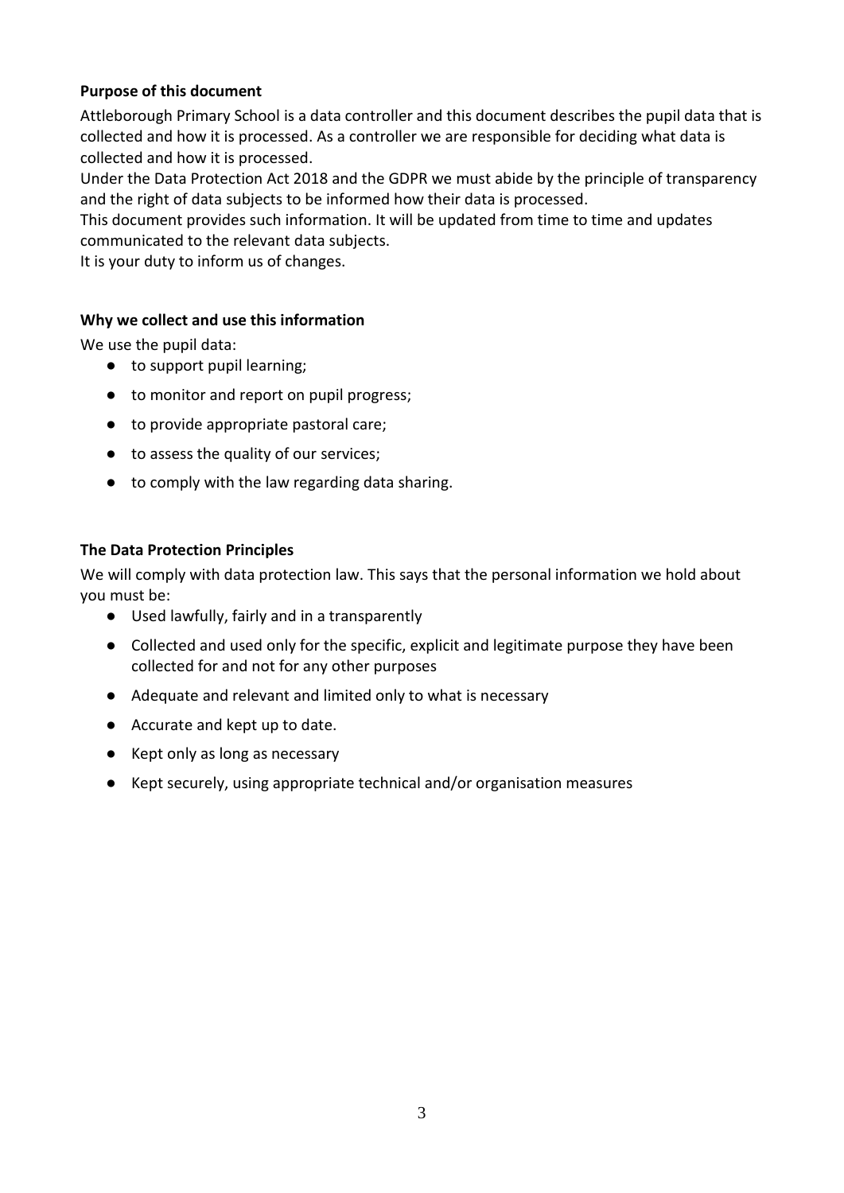**Purpose of this document**

Attleborough Primary School is a data controller and this document describes the pupil data that is collected and how it is processed. As a controller we are responsible for deciding what data is collected and how it is processed.

Under the Data Protection Act 2018 and the GDPR we must abide by the principle of transparency and the right of data subjects to be informed how their data is processed.

This document provides such information. It will be updated from time to time and updates communicated to the relevant data subjects.

It is your duty to inform us of changes.

**Why we collect and use this information**

We use the pupil data:

- to support pupil learning;
- to monitor and report on pupil progress;
- to provide appropriate pastoral care;
- to assess the quality of our services;
- to comply with the law regarding data sharing.

**The Data Protection Principles**

We will comply with data protection law. This says that the personal information we hold about you must be:

- Used lawfully, fairly and in a transparently
- Collected and used only for the specific, explicit and legitimate purpose they have been collected for and not for any other purposes
- Adequate and relevant and limited only to what is necessary
- Accurate and kept up to date.
- Kept only as long as necessary
- Kept securely, using appropriate technical and/or organisation measures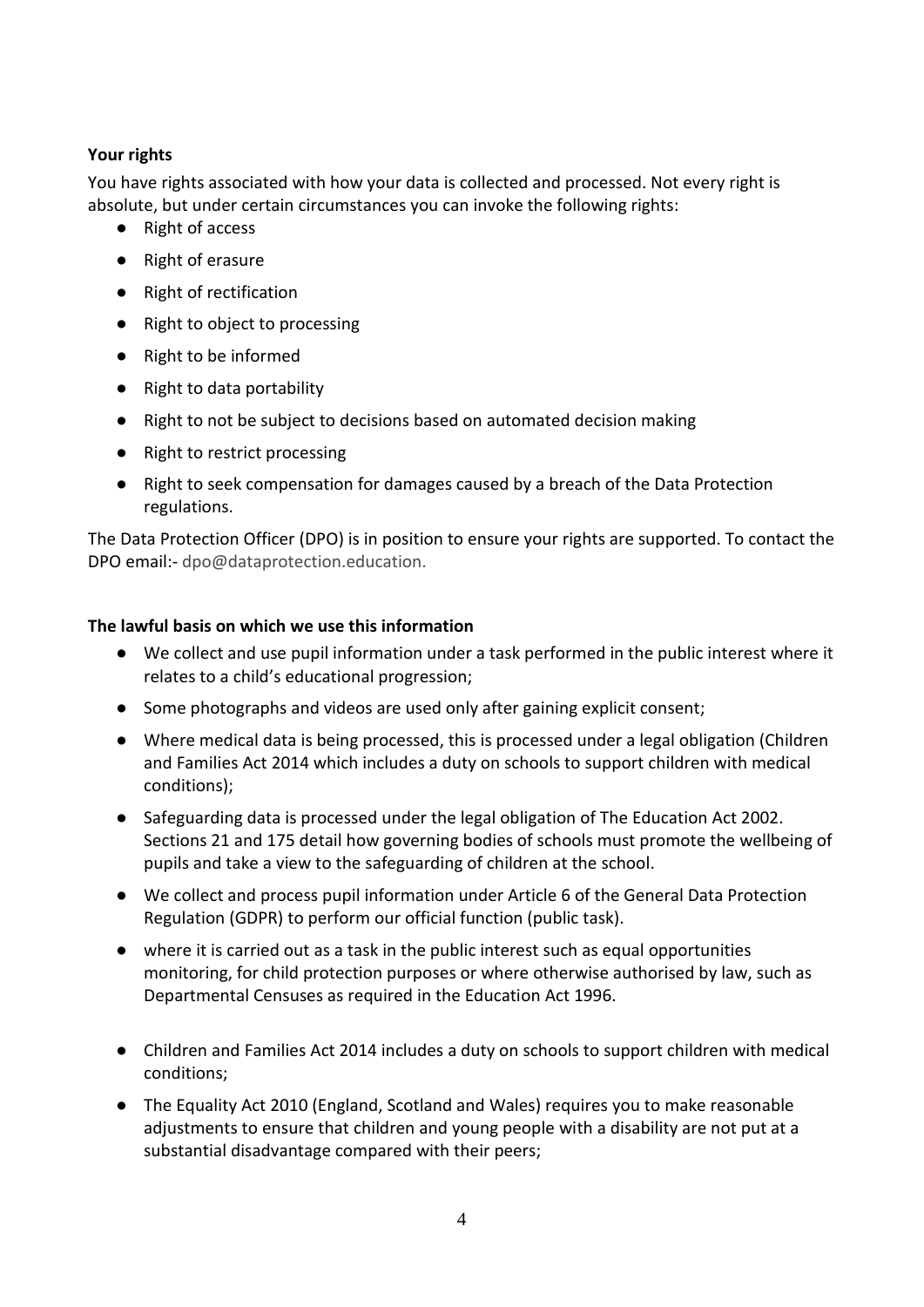**Your rights**

You have rights associated with how your data is collected and processed. Not every right is absolute, but under certain circumstances you can invoke the following rights:

- Right of access
- Right of erasure
- Right of rectification
- Right to object to processing
- Right to be informed
- Right to data portability
- Right to not be subject to decisions based on automated decision making
- Right to restrict processing
- Right to seek compensation for damages caused by a breach of the Data Protection regulations.

The Data Protection Officer (DPO) is in position to ensure your rights are supported. To contact the DPO email:- dpo@dataprotection.education.

**The lawful basis on which we use this information**

- We collect and use pupil information under a task performed in the public interest where it relates to a child's educational progression;
- Some photographs and videos are used only after gaining explicit consent;
- Where medical data is being processed, this is processed under a legal obligation (Children and Families Act 2014 which includes a duty on schools to support children with medical conditions);
- Safeguarding data is processed under the legal obligation of The Education Act 2002. Sections 21 and 175 detail how governing bodies of schools must promote the wellbeing of pupils and take a view to the safeguarding of children at the school.
- We collect and process pupil information under Article 6 of the General Data Protection Regulation (GDPR) to perform our official function (public task).
- where it is carried out as a task in the public interest such as equal opportunities monitoring, for child protection purposes or where otherwise authorised by law, such as Departmental Censuses as required in the Education Act 1996.
- Children and Families Act 2014 includes a duty on schools to support children with medical conditions;
- The Equality Act 2010 (England, Scotland and Wales) requires you to make reasonable adjustments to ensure that children and young people with a disability are not put at a substantial disadvantage compared with their peers;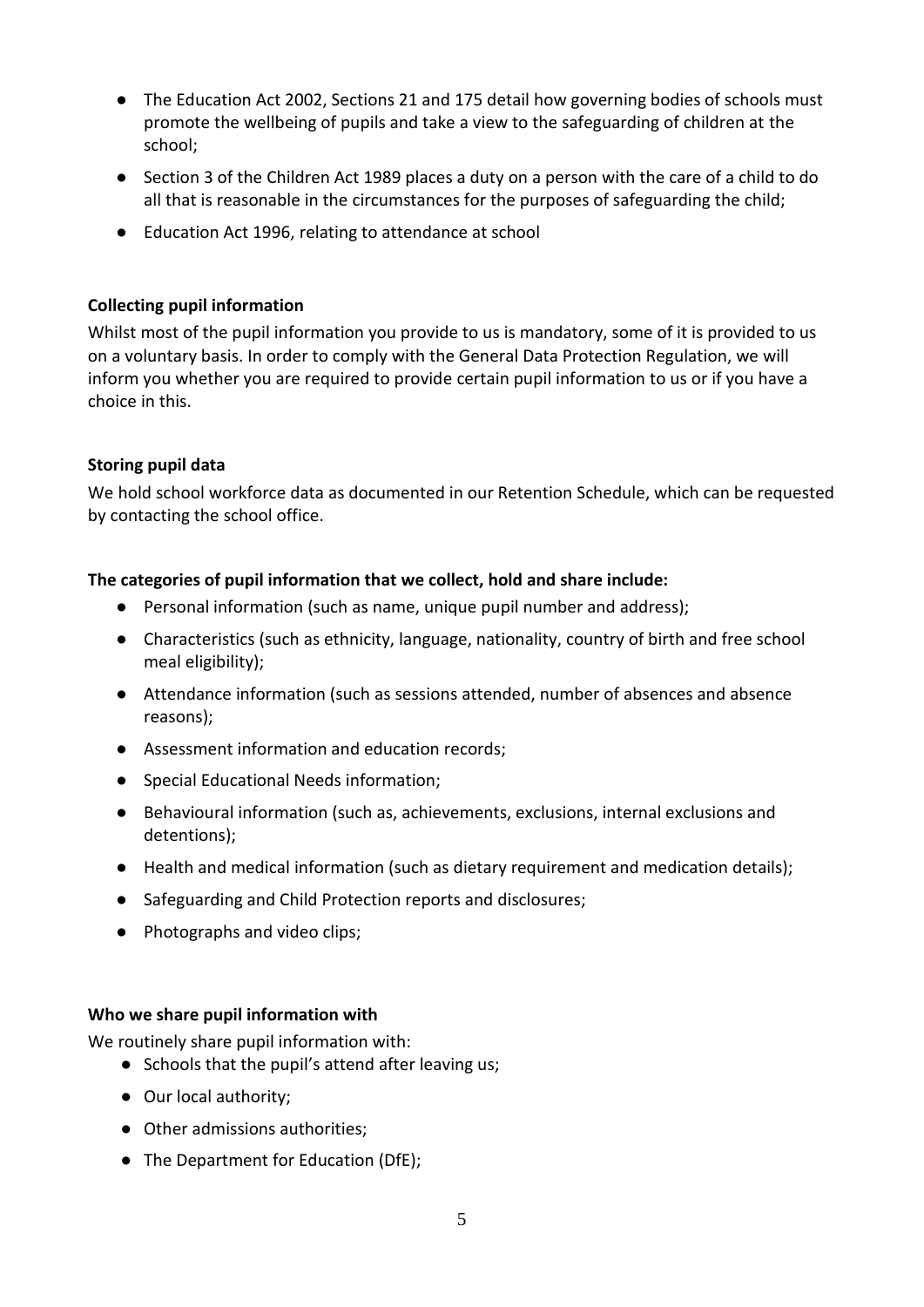- The Education Act 2002, Sections 21 and 175 detail how governing bodies of schools must promote the wellbeing of pupils and take a view to the safeguarding of children at the school;
- Section 3 of the Children Act 1989 places a duty on a person with the care of a child to do all that is reasonable in the circumstances for the purposes of safeguarding the child;
- Education Act 1996, relating to attendance at school

**Collecting pupil information**

Whilst most of the pupil information you provide to us is mandatory, some of it is provided to us on a voluntary basis. In order to comply with the General Data Protection Regulation, we will inform you whether you are required to provide certain pupil information to us or if you have a choice in this.

**Storing pupil data**

We hold school workforce data as documented in our Retention Schedule, which can be requested by contacting the school office.

**The categories of pupil information that we collect, hold and share include:**

- Personal information (such as name, unique pupil number and address);
- Characteristics (such as ethnicity, language, nationality, country of birth and free school meal eligibility);
- Attendance information (such as sessions attended, number of absences and absence reasons);
- Assessment information and education records;
- Special Educational Needs information;
- Behavioural information (such as, achievements, exclusions, internal exclusions and detentions);
- Health and medical information (such as dietary requirement and medication details);
- Safeguarding and Child Protection reports and disclosures;
- Photographs and video clips;

**Who we share pupil information with**

We routinely share pupil information with:

- Schools that the pupil's attend after leaving us;
- Our local authority;
- Other admissions authorities;
- The Department for Education (DfE);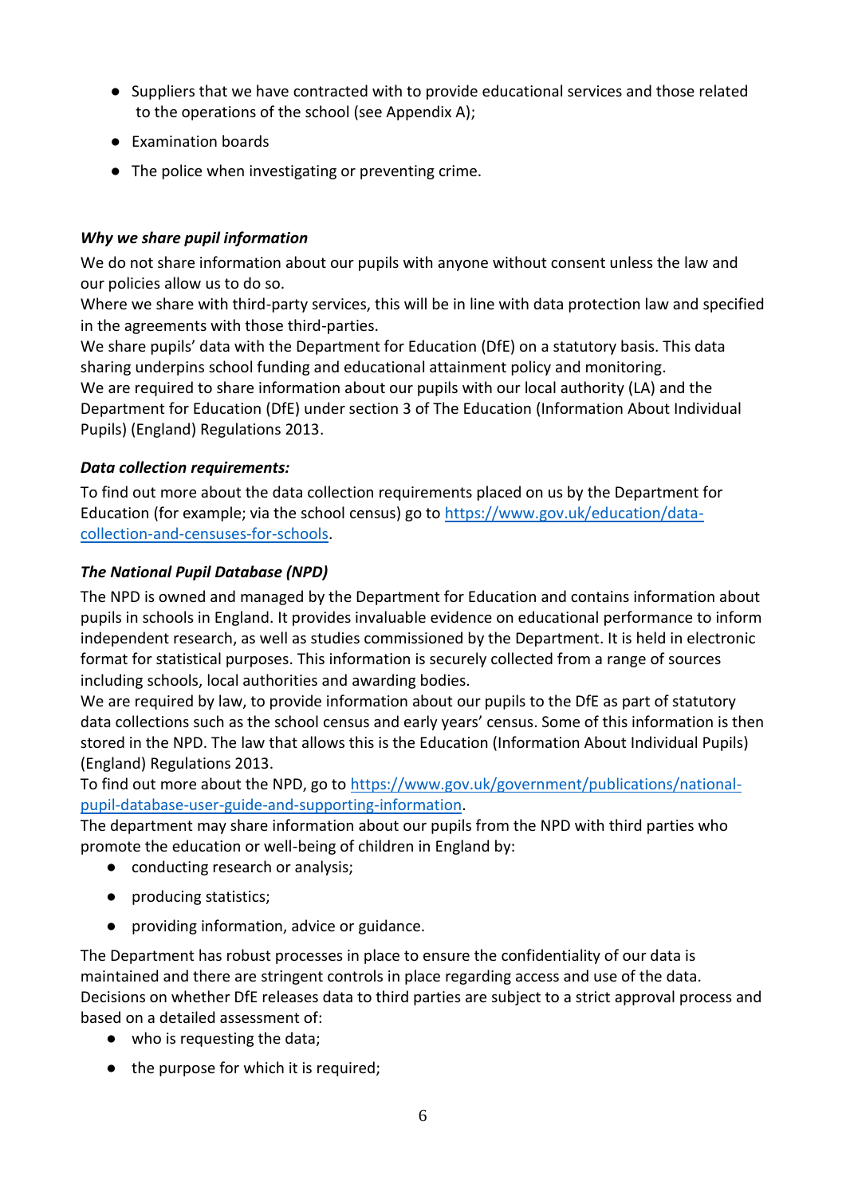- Suppliers that we have contracted with to provide educational services and those related to the operations of the school (see Appendix A);
- Examination boards
- The police when investigating or preventing crime.

***Why we share pupil information***

We do not share information about our pupils with anyone without consent unless the law and our policies allow us to do so.

Where we share with third-party services, this will be in line with data protection law and specified in the agreements with those third-parties.

We share pupils' data with the Department for Education (DfE) on a statutory basis. This data sharing underpins school funding and educational attainment policy and monitoring.

We are required to share information about our pupils with our local authority (LA) and the Department for Education (DfE) under section 3 of The Education (Information About Individual Pupils) (England) Regulations 2013.

***Data collection requirements:***

To find out more about the data collection requirements placed on us by the Department for Education (for example; via the school census) go to [https://www.gov.uk/education/data-collection-and-censuses-for-schools](https://www.gov.uk/education/data-collection-and-censuses-for-schools).

***The National Pupil Database (NPD)***

The NPD is owned and managed by the Department for Education and contains information about pupils in schools in England. It provides invaluable evidence on educational performance to inform independent research, as well as studies commissioned by the Department. It is held in electronic format for statistical purposes. This information is securely collected from a range of sources including schools, local authorities and awarding bodies.

We are required by law, to provide information about our pupils to the DfE as part of statutory data collections such as the school census and early years' census. Some of this information is then stored in the NPD. The law that allows this is the Education (Information About Individual Pupils) (England) Regulations 2013.

To find out more about the NPD, go to [https://www.gov.uk/government/publications/national-pupil-database-user-guide-and-supporting-information](https://www.gov.uk/government/publications/national-pupil-database-user-guide-and-supporting-information).

The department may share information about our pupils from the NPD with third parties who promote the education or well-being of children in England by:

- conducting research or analysis;
- producing statistics;
- providing information, advice or guidance.

The Department has robust processes in place to ensure the confidentiality of our data is maintained and there are stringent controls in place regarding access and use of the data. Decisions on whether DfE releases data to third parties are subject to a strict approval process and based on a detailed assessment of:

- who is requesting the data;
- the purpose for which it is required;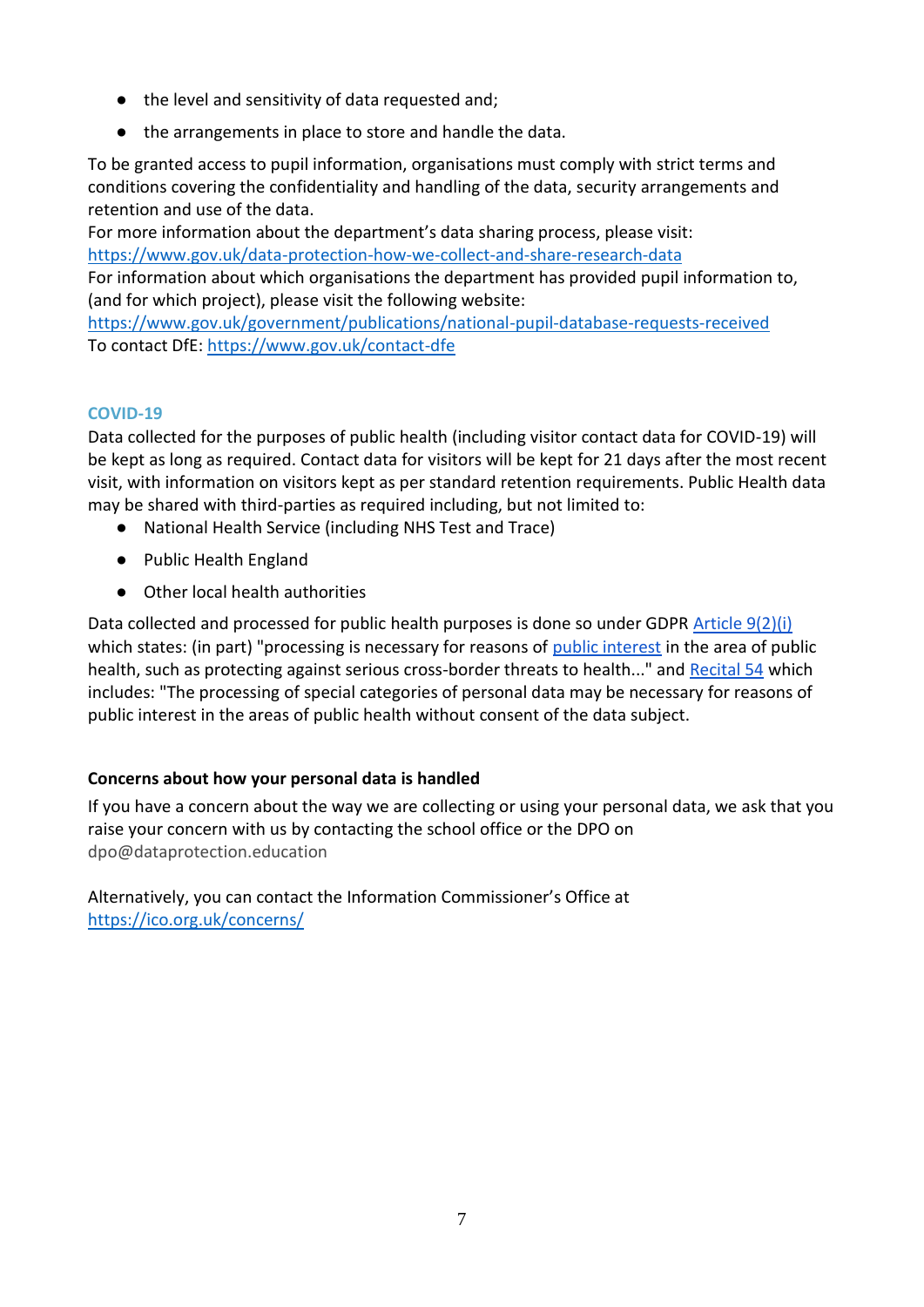- the level and sensitivity of data requested and;
- the arrangements in place to store and handle the data.

To be granted access to pupil information, organisations must comply with strict terms and conditions covering the confidentiality and handling of the data, security arrangements and retention and use of the data.
For more information about the department's data sharing process, please visit:
https://www.gov.uk/data-protection-how-we-collect-and-share-research-data
For information about which organisations the department has provided pupil information to, (and for which project), please visit the following website:
https://www.gov.uk/government/publications/national-pupil-database-requests-received
To contact DfE: https://www.gov.uk/contact-dfe

## COVID-19

Data collected for the purposes of public health (including visitor contact data for COVID-19) will be kept as long as required. Contact data for visitors will be kept for 21 days after the most recent visit, with information on visitors kept as per standard retention requirements. Public Health data may be shared with third-parties as required including, but not limited to:

- National Health Service (including NHS Test and Trace)
- Public Health England
- Other local health authorities

Data collected and processed for public health purposes is done so under GDPR Article 9(2)(i) which states: (in part) "processing is necessary for reasons of public interest in the area of public health, such as protecting against serious cross-border threats to health..." and Recital 54 which includes: "The processing of special categories of personal data may be necessary for reasons of public interest in the areas of public health without consent of the data subject.

**Concerns about how your personal data is handled**

If you have a concern about the way we are collecting or using your personal data, we ask that you raise your concern with us by contacting the school office or the DPO on dpo@dataprotection.education

Alternatively, you can contact the Information Commissioner's Office at https://ico.org.uk/concerns/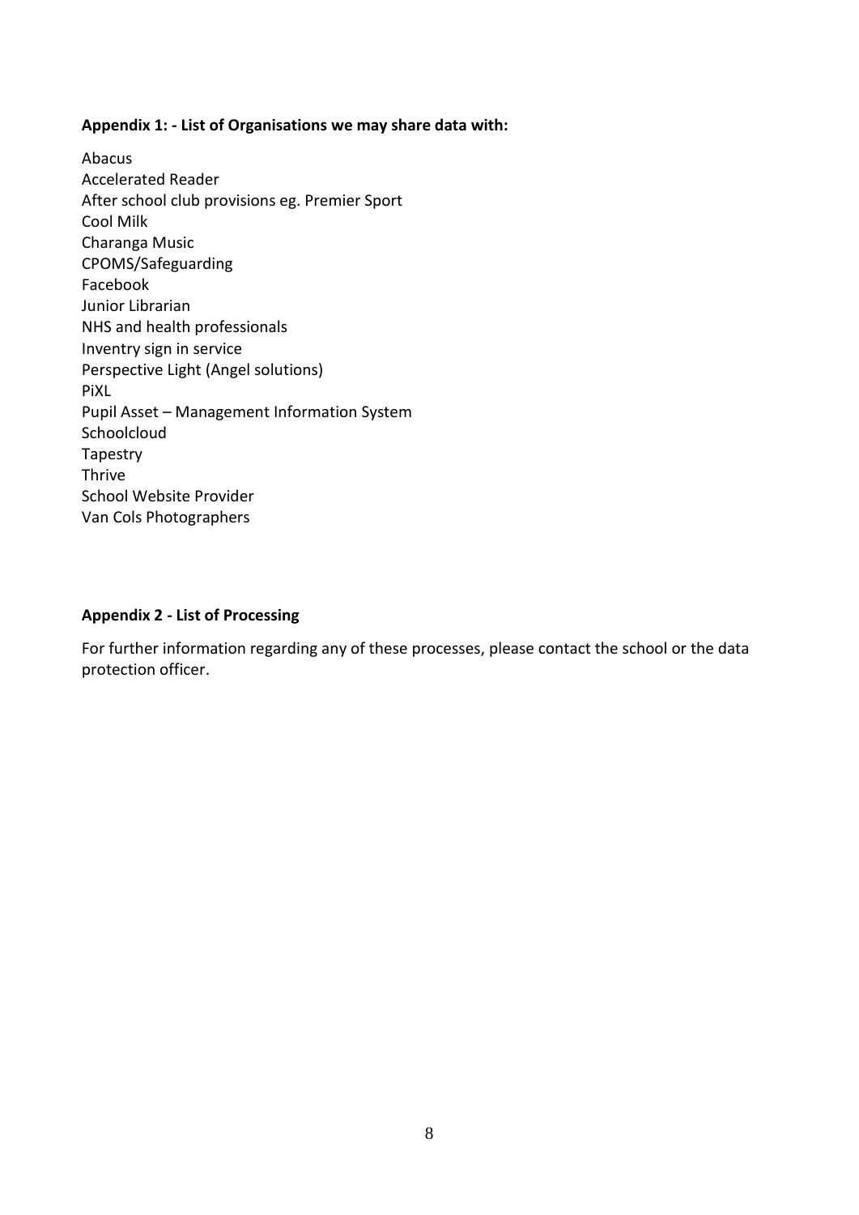**Appendix 1: - List of Organisations we may share data with:**

Abacus
Accelerated Reader
After school club provisions eg. Premier Sport
Cool Milk
Charanga Music
CPOMS/Safeguarding
Facebook
Junior Librarian
NHS and health professionals
Inventry sign in service
Perspective Light (Angel solutions)
PiXL
Pupil Asset – Management Information System
Schoolcloud
Tapestry
Thrive
School Website Provider
Van Cols Photographers

**Appendix 2 - List of Processing**

For further information regarding any of these processes, please contact the school or the data protection officer.